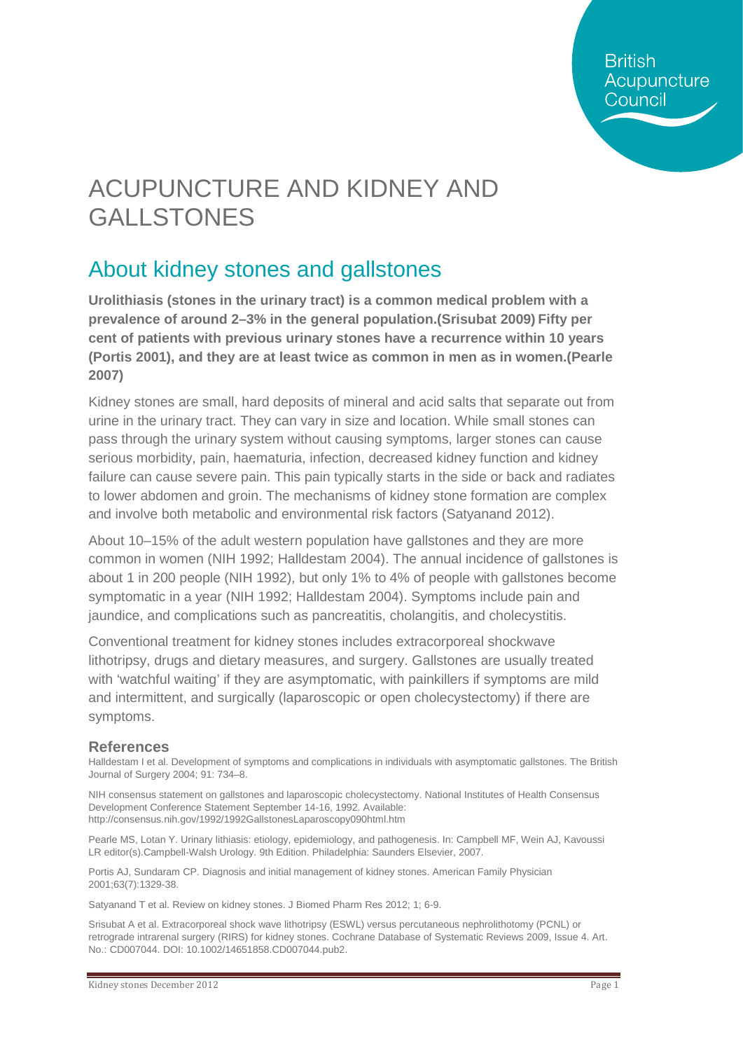# ACUPUNCTURE AND KIDNEY AND GALLSTONES

## About kidney stones and gallstones

**Urolithiasis (stones in the urinary tract) is a common medical problem with a prevalence of around 2–3% in the general population.(Srisubat 2009) Fifty per cent of patients with previous urinary stones have a recurrence within 10 years (Portis 2001), and they are at least twice as common in men as in women.(Pearle 2007)**

Kidney stones are small, hard deposits of mineral and acid salts that separate out from urine in the urinary tract. They can vary in size and location. While small stones can pass through the urinary system without causing symptoms, larger stones can cause serious morbidity, pain, haematuria, infection, decreased kidney function and kidney failure can cause severe pain. This pain typically starts in the side or back and radiates to lower abdomen and groin. The mechanisms of kidney stone formation are complex and involve both metabolic and environmental risk factors (Satyanand 2012).

About 10–15% of the adult western population have gallstones and they are more common in women (NIH 1992; Halldestam 2004). The annual incidence of gallstones is about 1 in 200 people (NIH 1992), but only 1% to 4% of people with gallstones become symptomatic in a year (NIH 1992; Halldestam 2004). Symptoms include pain and jaundice, and complications such as pancreatitis, cholangitis, and cholecystitis.

Conventional treatment for kidney stones includes extracorporeal shockwave lithotripsy, drugs and dietary measures, and surgery. Gallstones are usually treated with 'watchful waiting' if they are asymptomatic, with painkillers if symptoms are mild and intermittent, and surgically (laparoscopic or open cholecystectomy) if there are symptoms.

### References

Halldestam I et al. Development of symptoms and complications in individuals with asymptomatic gallstones. The British Journal of Surgery 2004; 91: 734–8.

NIH consensus statement on gallstones and laparoscopic cholecystectomy. National Institutes of Health Consensus Development Conference Statement September 14-16, 1992. Available: http://consensus.nih.gov/1992/1992GallstonesLaparoscopy090html.htm

Pearle MS, Lotan Y. Urinary lithiasis: etiology, epidemiology, and pathogenesis. In: Campbell MF, Wein AJ, Kavoussi LR editor(s).Campbell-Walsh Urology. 9th Edition. Philadelphia: Saunders Elsevier, 2007.

Portis AJ, Sundaram CP. Diagnosis and initial management of kidney stones. American Family Physician 2001;63(7):1329-38.

Satyanand T et al. Review on kidney stones. J Biomed Pharm Res 2012; 1; 6-9.

Srisubat A et al. Extracorporeal shock wave lithotripsy (ESWL) versus percutaneous nephrolithotomy (PCNL) or retrograde intrarenal surgery (RIRS) for kidney stones. Cochrane Database of Systematic Reviews 2009, Issue 4. Art. No.: CD007044. DOI: 10.1002/14651858.CD007044.pub2.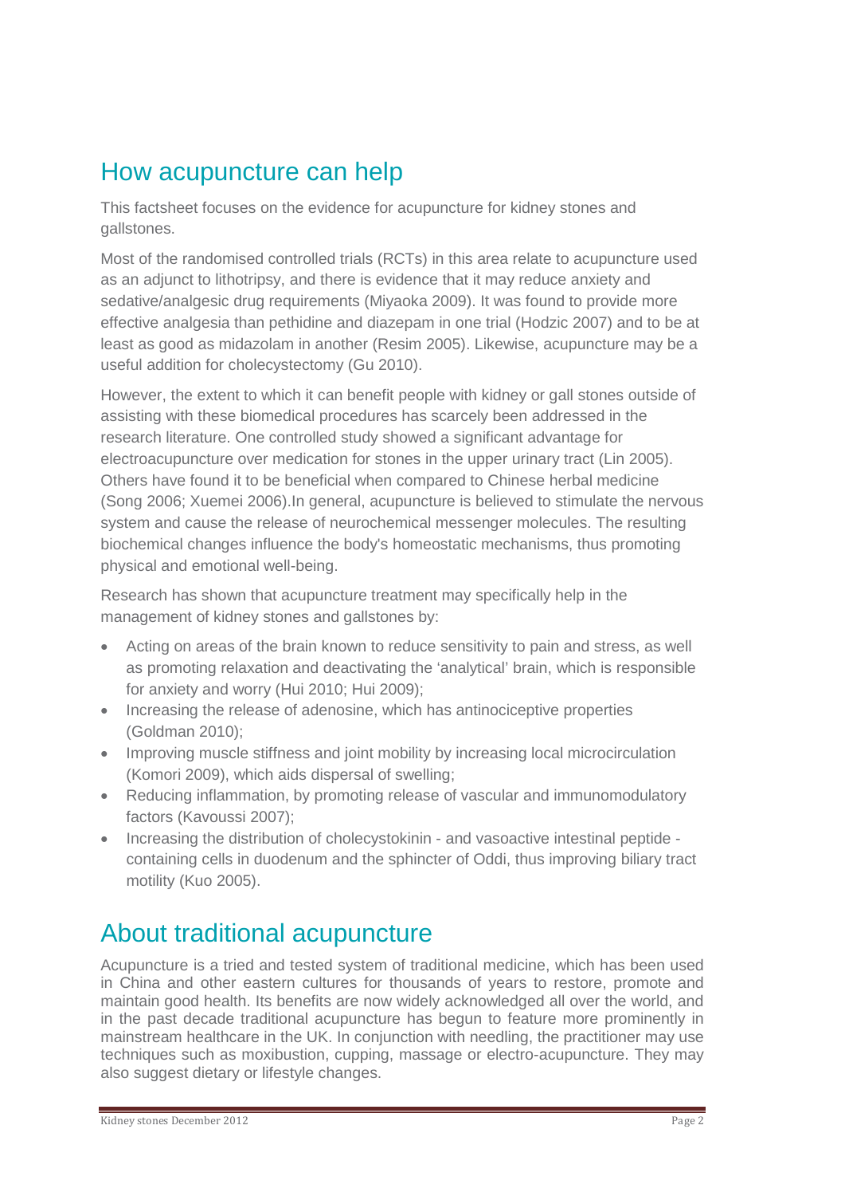## How acupuncture can help

This factsheet focuses on the evidence for acupuncture for kidney stones and gallstones.

Most of the randomised controlled trials (RCTs) in this area relate to acupuncture used as an adjunct to lithotripsy, and there is evidence that it may reduce anxiety and sedative/analgesic drug requirements (Miyaoka 2009). It was found to provide more effective analgesia than pethidine and diazepam in one trial (Hodzic 2007) and to be at least as good as midazolam in another (Resim 2005). Likewise, acupuncture may be a useful addition for cholecystectomy (Gu 2010).

However, the extent to which it can benefit people with kidney or gall stones outside of assisting with these biomedical procedures has scarcely been addressed in the research literature. One controlled study showed a significant advantage for electroacupuncture over medication for stones in the upper urinary tract (Lin 2005). Others have found it to be beneficial when compared to Chinese herbal medicine (Song 2006; Xuemei 2006).In general, acupuncture is believed to stimulate the nervous system and cause the release of neurochemical messenger molecules. The resulting biochemical changes influence the body's homeostatic mechanisms, thus promoting physical and emotional well-being.

Research has shown that acupuncture treatment may specifically help in the management of kidney stones and gallstones by:

- Acting on areas of the brain known to reduce sensitivity to pain and stress, as well as promoting relaxation and deactivating the 'analytical' brain, which is responsible for anxiety and worry (Hui 2010; Hui 2009);
- Increasing the release of adenosine, which has antinociceptive properties (Goldman 2010);
- Improving muscle stiffness and joint mobility by increasing local microcirculation (Komori 2009), which aids dispersal of swelling;
- Reducing inflammation, by promoting release of vascular and immunomodulatory factors (Kavoussi 2007);
- Increasing the distribution of cholecystokinin - and vasoactive intestinal peptide - containing cells in duodenum and the sphincter of Oddi, thus improving biliary tract motility (Kuo 2005).

## About traditional acupuncture

Acupuncture is a tried and tested system of traditional medicine, which has been used in China and other eastern cultures for thousands of years to restore, promote and maintain good health. Its benefits are now widely acknowledged all over the world, and in the past decade traditional acupuncture has begun to feature more prominently in mainstream healthcare in the UK. In conjunction with needling, the practitioner may use techniques such as moxibustion, cupping, massage or electro-acupuncture. They may also suggest dietary or lifestyle changes.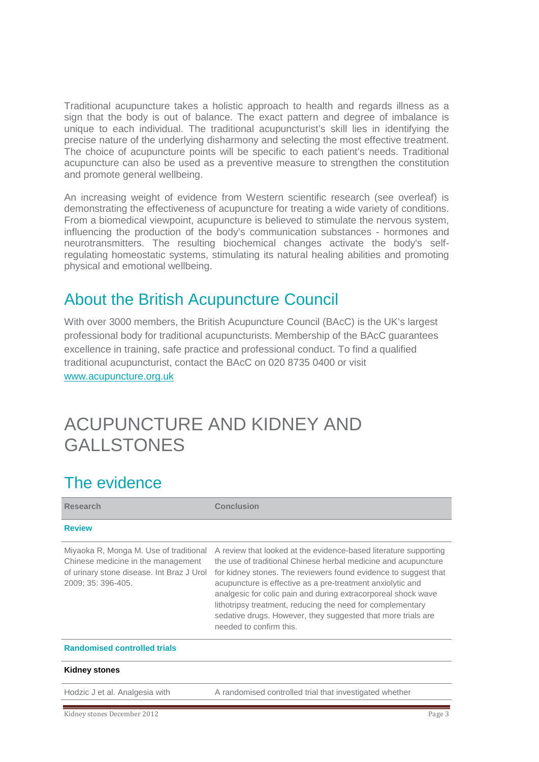Traditional acupuncture takes a holistic approach to health and regards illness as a sign that the body is out of balance. The exact pattern and degree of imbalance is unique to each individual. The traditional acupuncturist's skill lies in identifying the precise nature of the underlying disharmony and selecting the most effective treatment. The choice of acupuncture points will be specific to each patient's needs. Traditional acupuncture can also be used as a preventive measure to strengthen the constitution and promote general wellbeing.

An increasing weight of evidence from Western scientific research (see overleaf) is demonstrating the effectiveness of acupuncture for treating a wide variety of conditions. From a biomedical viewpoint, acupuncture is believed to stimulate the nervous system, influencing the production of the body's communication substances - hormones and neurotransmitters. The resulting biochemical changes activate the body's self-regulating homeostatic systems, stimulating its natural healing abilities and promoting physical and emotional wellbeing.

## About the British Acupuncture Council

With over 3000 members, the British Acupuncture Council (BAcC) is the UK's largest professional body for traditional acupuncturists. Membership of the BAcC guarantees excellence in training, safe practice and professional conduct. To find a qualified traditional acupuncturist, contact the BAcC on 020 8735 0400 or visit www.acupuncture.org.uk

# ACUPUNCTURE AND KIDNEY AND GALLSTONES

## The evidence

| Research | Conclusion |
| --- | --- |
| **Review** | |
| Miyaoka R, Monga M. Use of traditional Chinese medicine in the management of urinary stone disease. Int Braz J Urol 2009; 35: 396-405. | A review that looked at the evidence-based literature supporting the use of traditional Chinese herbal medicine and acupuncture for kidney stones. The reviewers found evidence to suggest that acupuncture is effective as a pre-treatment anxiolytic and analgesic for colic pain and during extracorporeal shock wave lithotripsy treatment, reducing the need for complementary sedative drugs. However, they suggested that more trials are needed to confirm this. |
| **Randomised controlled trials** | |
| **Kidney stones** | |
| Hodzic J et al. Analgesia with | A randomised controlled trial that investigated whether |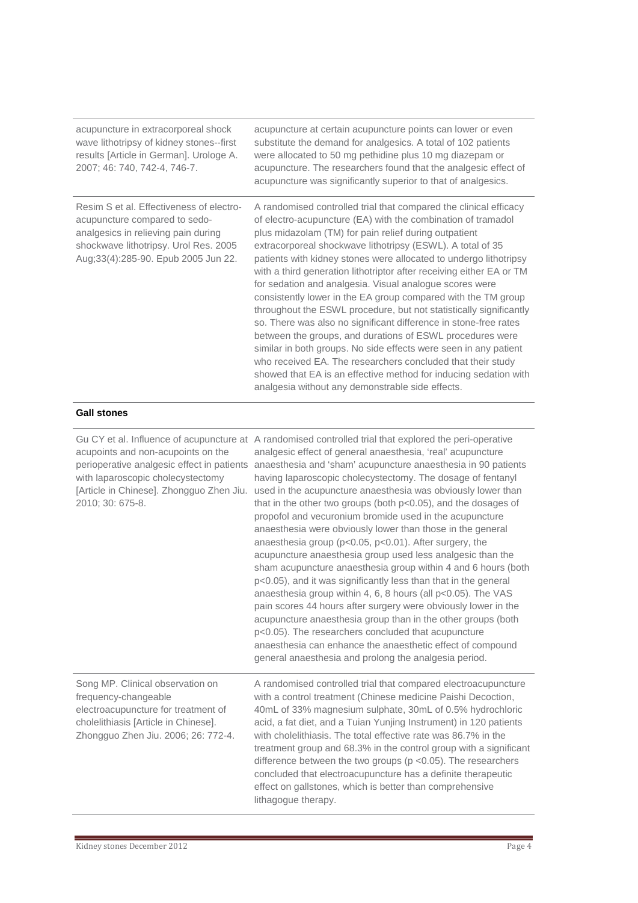| | |
|---|---|
| acupuncture in extracorporeal shock wave lithotripsy of kidney stones--first results [Article in German]. Urologe A. 2007; 46: 740, 742-4, 746-7. | acupuncture at certain acupuncture points can lower or even substitute the demand for analgesics. A total of 102 patients were allocated to 50 mg pethidine plus 10 mg diazepam or acupuncture. The researchers found that the analgesic effect of acupuncture was significantly superior to that of analgesics. |
| Resim S et al. Effectiveness of electro-acupuncture compared to sedo-analgesics in relieving pain during shockwave lithotripsy. Urol Res. 2005 Aug;33(4):285-90. Epub 2005 Jun 22. | A randomised controlled trial that compared the clinical efficacy of electro-acupuncture (EA) with the combination of tramadol plus midazolam (TM) for pain relief during outpatient extracorporeal shockwave lithotripsy (ESWL). A total of 35 patients with kidney stones were allocated to undergo lithotripsy with a third generation lithotriptor after receiving either EA or TM for sedation and analgesia. Visual analogue scores were consistently lower in the EA group compared with the TM group throughout the ESWL procedure, but not statistically significantly so. There was also no significant difference in stone-free rates between the groups, and durations of ESWL procedures were similar in both groups. No side effects were seen in any patient who received EA. The researchers concluded that their study showed that EA is an effective method for inducing sedation with analgesia without any demonstrable side effects. |
| **Gall stones** | |
| Gu CY et al. Influence of acupuncture at acupoints and non-acupoints on the perioperative analgesic effect in patients with laparoscopic cholecystectomy [Article in Chinese]. Zhongguo Zhen Jiu. 2010; 30: 675-8. | A randomised controlled trial that explored the peri-operative analgesic effect of general anaesthesia, 'real' acupuncture anaesthesia and 'sham' acupuncture anaesthesia in 90 patients having laparoscopic cholecystectomy. The dosage of fentanyl used in the acupuncture anaesthesia was obviously lower than that in the other two groups (both $p<0.05$), and the dosages of propofol and vecuronium bromide used in the acupuncture anaesthesia were obviously lower than those in the general anaesthesia group ($p<0.05$, $p<0.01$). After surgery, the acupuncture anaesthesia group used less analgesic than the sham acupuncture anaesthesia group within 4 and 6 hours (both $p<0.05$), and it was significantly less than that in the general anaesthesia group within 4, 6, 8 hours (all $p<0.05$). The VAS pain scores 44 hours after surgery were obviously lower in the acupuncture anaesthesia group than in the other groups (both $p<0.05$). The researchers concluded that acupuncture anaesthesia can enhance the anaesthetic effect of compound general anaesthesia and prolong the analgesia period. |
| Song MP. Clinical observation on frequency-changeable electroacupuncture for treatment of cholelithiasis [Article in Chinese]. Zhongguo Zhen Jiu. 2006; 26: 772-4. | A randomised controlled trial that compared electroacupuncture with a control treatment (Chinese medicine Paishi Decoction, 40mL of 33% magnesium sulphate, 30mL of 0.5% hydrochloric acid, a fat diet, and a Tuian Yunjing Instrument) in 120 patients with cholelithiasis. The total effective rate was 86.7% in the treatment group and 68.3% in the control group with a significant difference between the two groups ($p<0.05$). The researchers concluded that electroacupuncture has a definite therapeutic effect on gallstones, which is better than comprehensive lithagogue therapy. |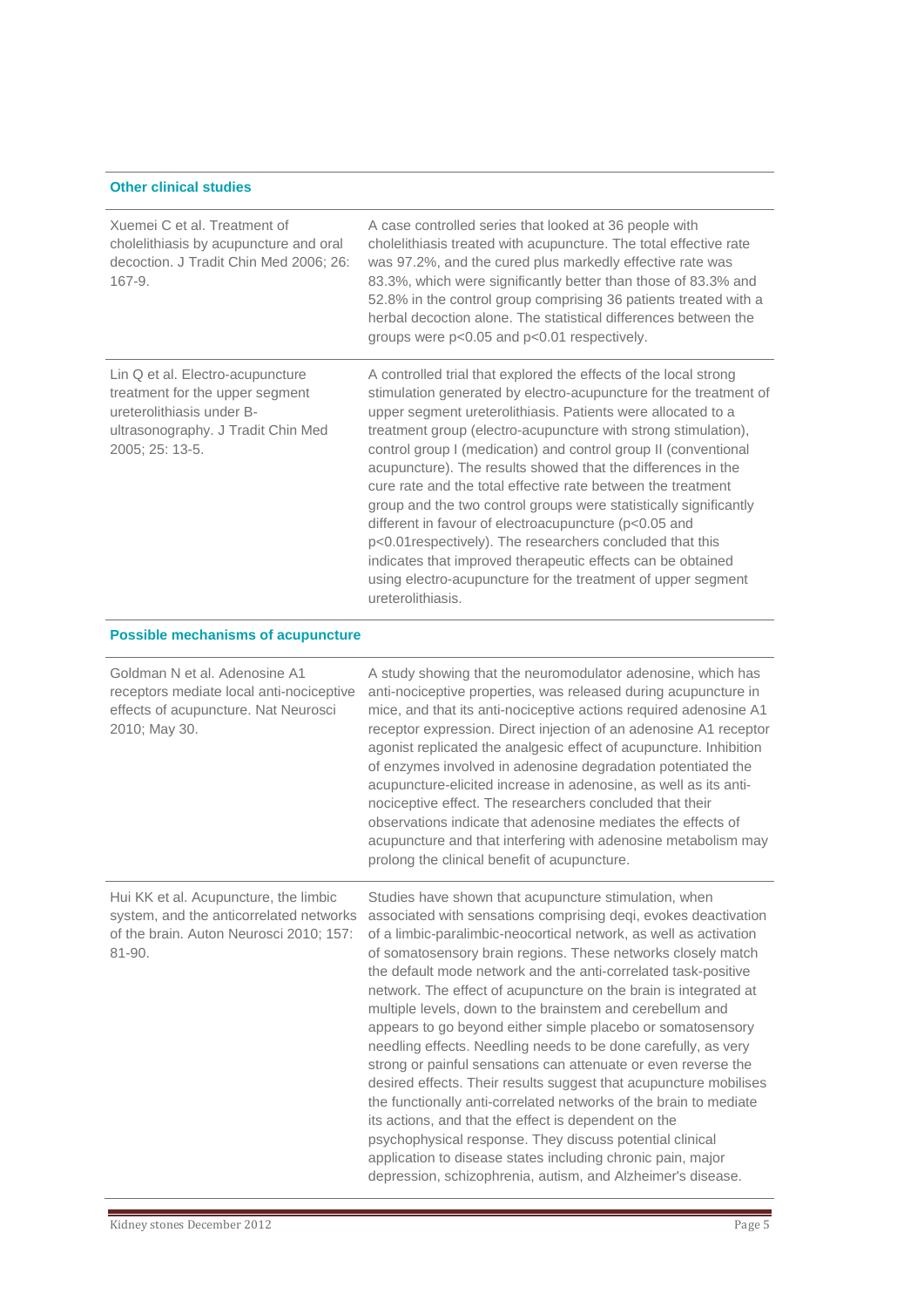### Other clinical studies

| | |
|---|---|
| Xuemei C et al. Treatment of cholelithiasis by acupuncture and oral decoction. J Tradit Chin Med 2006; 26: 167-9. | A case controlled series that looked at 36 people with cholelithiasis treated with acupuncture. The total effective rate was 97.2%, and the cured plus markedly effective rate was 83.3%, which were significantly better than those of 83.3% and 52.8% in the control group comprising 36 patients treated with a herbal decoction alone. The statistical differences between the groups were $p<0.05$ and $p<0.01$ respectively. |
| Lin Q et al. Electro-acupuncture treatment for the upper segment ureterolithiasis under B-ultrasonography. J Tradit Chin Med 2005; 25: 13-5. | A controlled trial that explored the effects of the local strong stimulation generated by electro-acupuncture for the treatment of upper segment ureterolithiasis. Patients were allocated to a treatment group (electro-acupuncture with strong stimulation), control group I (medication) and control group II (conventional acupuncture). The results showed that the differences in the cure rate and the total effective rate between the treatment group and the two control groups were statistically significantly different in favour of electroacupuncture ($p<0.05$ and $p<0.01$respectively). The researchers concluded that this indicates that improved therapeutic effects can be obtained using electro-acupuncture for the treatment of upper segment ureterolithiasis. |

### Possible mechanisms of acupuncture

| | |
|---|---|
| Goldman N et al. Adenosine A1 receptors mediate local anti-nociceptive effects of acupuncture. Nat Neurosci 2010; May 30. | A study showing that the neuromodulator adenosine, which has anti-nociceptive properties, was released during acupuncture in mice, and that its anti-nociceptive actions required adenosine A1 receptor expression. Direct injection of an adenosine A1 receptor agonist replicated the analgesic effect of acupuncture. Inhibition of enzymes involved in adenosine degradation potentiated the acupuncture-elicited increase in adenosine, as well as its anti-nociceptive effect. The researchers concluded that their observations indicate that adenosine mediates the effects of acupuncture and that interfering with adenosine metabolism may prolong the clinical benefit of acupuncture. |
| Hui KK et al. Acupuncture, the limbic system, and the anticorrelated networks of the brain. Auton Neurosci 2010; 157: 81-90. | Studies have shown that acupuncture stimulation, when associated with sensations comprising deqi, evokes deactivation of a limbic-paralimbic-neocortical network, as well as activation of somatosensory brain regions. These networks closely match the default mode network and the anti-correlated task-positive network. The effect of acupuncture on the brain is integrated at multiple levels, down to the brainstem and cerebellum and appears to go beyond either simple placebo or somatosensory needling effects. Needling needs to be done carefully, as very strong or painful sensations can attenuate or even reverse the desired effects. Their results suggest that acupuncture mobilises the functionally anti-correlated networks of the brain to mediate its actions, and that the effect is dependent on the psychophysical response. They discuss potential clinical application to disease states including chronic pain, major depression, schizophrenia, autism, and Alzheimer's disease. |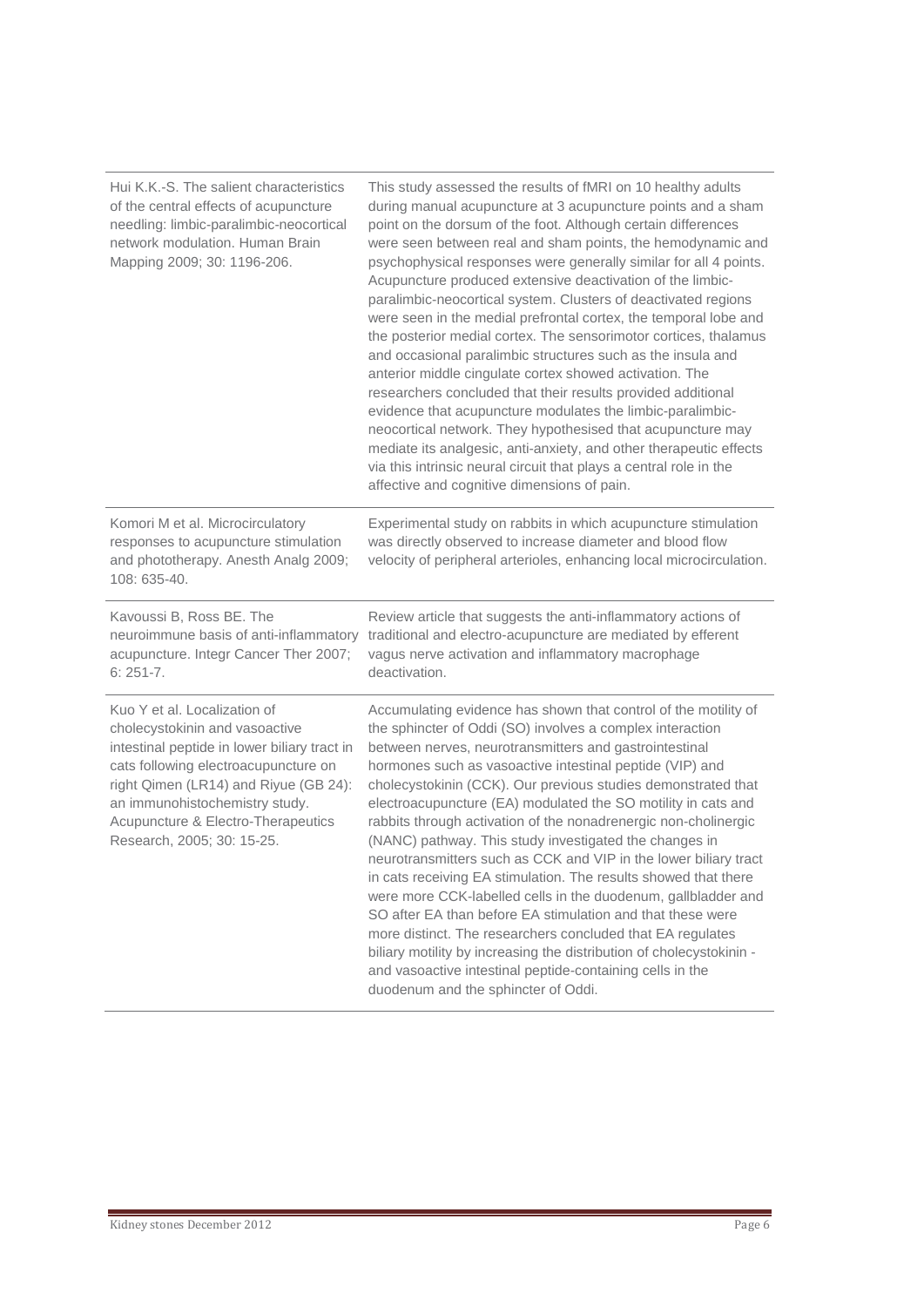| | |
|---|---|
| Hui K.K.-S. The salient characteristics of the central effects of acupuncture needling: limbic-paralimbic-neocortical network modulation. Human Brain Mapping 2009; 30: 1196-206. | This study assessed the results of fMRI on 10 healthy adults during manual acupuncture at 3 acupuncture points and a sham point on the dorsum of the foot. Although certain differences were seen between real and sham points, the hemodynamic and psychophysical responses were generally similar for all 4 points. Acupuncture produced extensive deactivation of the limbic-paralimbic-neocortical system. Clusters of deactivated regions were seen in the medial prefrontal cortex, the temporal lobe and the posterior medial cortex. The sensorimotor cortices, thalamus and occasional paralimbic structures such as the insula and anterior middle cingulate cortex showed activation. The researchers concluded that their results provided additional evidence that acupuncture modulates the limbic-paralimbic-neocortical network. They hypothesised that acupuncture may mediate its analgesic, anti-anxiety, and other therapeutic effects via this intrinsic neural circuit that plays a central role in the affective and cognitive dimensions of pain. |
| Komori M et al. Microcirculatory responses to acupuncture stimulation and phototherapy. Anesth Analg 2009; 108: 635-40. | Experimental study on rabbits in which acupuncture stimulation was directly observed to increase diameter and blood flow velocity of peripheral arterioles, enhancing local microcirculation. |
| Kavoussi B, Ross BE. The neuroimmune basis of anti-inflammatory acupuncture. Integr Cancer Ther 2007; 6: 251-7. | Review article that suggests the anti-inflammatory actions of traditional and electro-acupuncture are mediated by efferent vagus nerve activation and inflammatory macrophage deactivation. |
| Kuo Y et al. Localization of cholecystokinin and vasoactive intestinal peptide in lower biliary tract in cats following electroacupuncture on right Qimen (LR14) and Riyue (GB 24): an immunohistochemistry study. Acupuncture & Electro-Therapeutics Research, 2005; 30: 15-25. | Accumulating evidence has shown that control of the motility of the sphincter of Oddi (SO) involves a complex interaction between nerves, neurotransmitters and gastrointestinal hormones such as vasoactive intestinal peptide (VIP) and cholecystokinin (CCK). Our previous studies demonstrated that electroacupuncture (EA) modulated the SO motility in cats and rabbits through activation of the nonadrenergic non-cholinergic (NANC) pathway. This study investigated the changes in neurotransmitters such as CCK and VIP in the lower biliary tract in cats receiving EA stimulation. The results showed that there were more CCK-labelled cells in the duodenum, gallbladder and SO after EA than before EA stimulation and that these were more distinct. The researchers concluded that EA regulates biliary motility by increasing the distribution of cholecystokinin - and vasoactive intestinal peptide-containing cells in the duodenum and the sphincter of Oddi. |